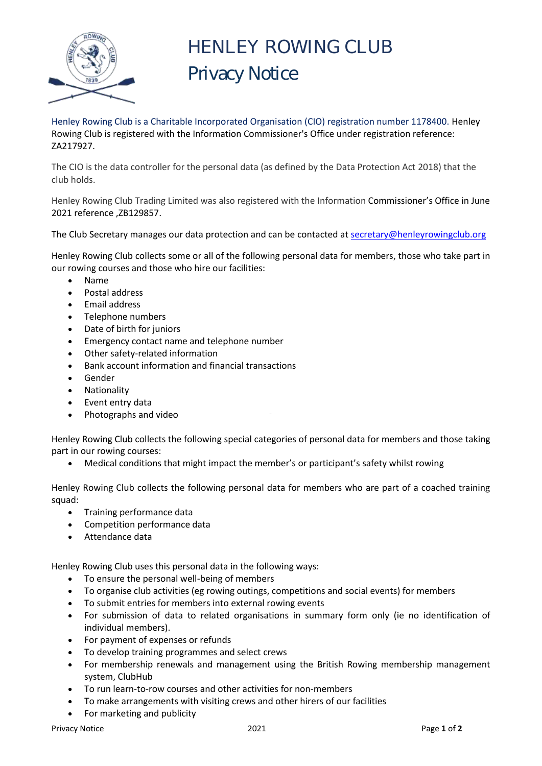# HENLEY ROWING CLUB

## Privacy Notice

Henley Rowing Club is a Charitable Incorporated Organisation (CIO) registration number 1178400. Henley Rowing Club is registered with the Information Commissioner's Office under registration reference: ZA217927.

The CIO is the data controller for the personal data (as defined by the Data Protection Act 2018) that the club holds.

Henley Rowing Club Trading Limited was also registered with the Information Commissioner's Office in June 2021 reference ,ZB129857.

The Club Secretary manages our data protection and can be contacted at secretary@henleyrowingclub.org

Henley Rowing Club collects some or all of the following personal data for members, those who take part in our rowing courses and those who hire our facilities:

- Name
- Postal address
- Email address
- Telephone numbers
- Date of birth for juniors
- Emergency contact name and telephone number
- Other safety-related information
- Bank account information and financial transactions
- Gender
- Nationality
- Event entry data
- Photographs and video

Henley Rowing Club collects the following special categories of personal data for members and those taking part in our rowing courses:

- Medical conditions that might impact the member's or participant's safety whilst rowing

Henley Rowing Club collects the following personal data for members who are part of a coached training squad:

- Training performance data
- Competition performance data
- Attendance data

Henley Rowing Club uses this personal data in the following ways:

- To ensure the personal well-being of members
- To organise club activities (eg rowing outings, competitions and social events) for members
- To submit entries for members into external rowing events
- For submission of data to related organisations in summary form only (ie no identification of individual members).
- For payment of expenses or refunds
- To develop training programmes and select crews
- For membership renewals and management using the British Rowing membership management system, ClubHub
- To run learn-to-row courses and other activities for non-members
- To make arrangements with visiting crews and other hirers of our facilities
- For marketing and publicity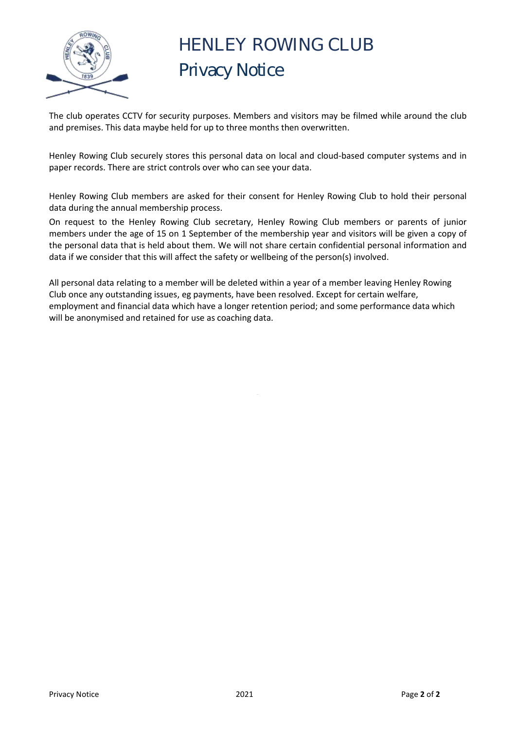# HENLEY ROWING CLUB

## Privacy Notice

The club operates CCTV for security purposes. Members and visitors may be filmed while around the club and premises. This data maybe held for up to three months then overwritten.

Henley Rowing Club securely stores this personal data on local and cloud-based computer systems and in paper records. There are strict controls over who can see your data.

Henley Rowing Club members are asked for their consent for Henley Rowing Club to hold their personal data during the annual membership process.

On request to the Henley Rowing Club secretary, Henley Rowing Club members or parents of junior members under the age of 15 on 1 September of the membership year and visitors will be given a copy of the personal data that is held about them. We will not share certain confidential personal information and data if we consider that this will affect the safety or wellbeing of the person(s) involved.

All personal data relating to a member will be deleted within a year of a member leaving Henley Rowing Club once any outstanding issues, eg payments, have been resolved. Except for certain welfare, employment and financial data which have a longer retention period; and some performance data which will be anonymised and retained for use as coaching data.